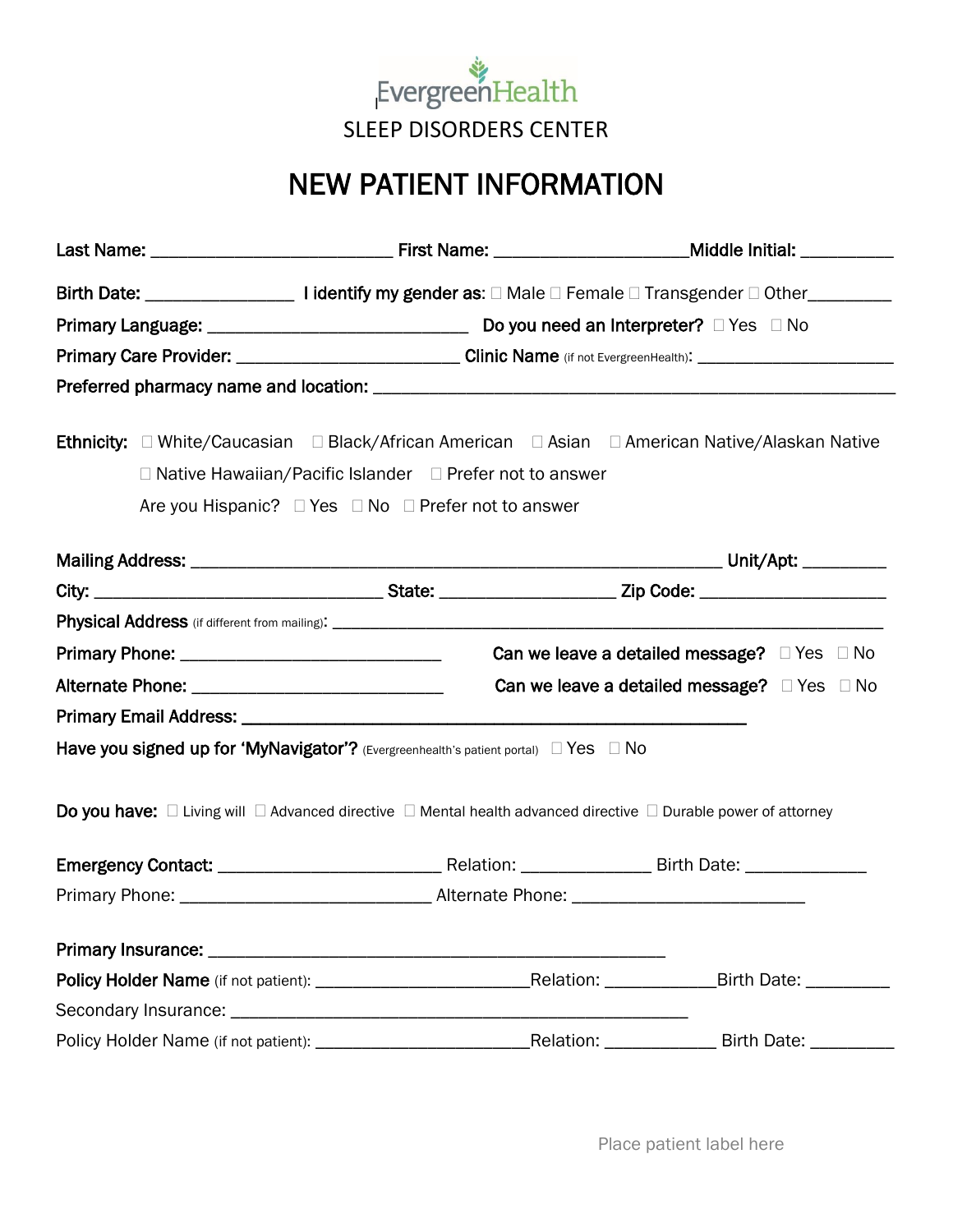EvergreenHealth

SLEEP DISORDERS CENTER

# NEW PATIENT INFORMATION

**Last Name:** ___________________________ **First Name:** _____________________ **Middle Initial:** __________

**Birth Date:** ________________ **I identify my gender as:** ☐ Male ☐ Female ☐ Transgender ☐ Other_________

**Primary Language:** _____________________________ **Do you need an Interpreter?** ☐ Yes ☐ No

**Primary Care Provider:** _________________________ **Clinic Name** (if not EvergreenHealth)**:** ______________________

**Preferred pharmacy name and location:** __________________________________________________________

**Ethnicity:** ☐ White/Caucasian ☐ Black/African American ☐ Asian ☐ American Native/Alaskan Native ☐ Native Hawaiian/Pacific Islander ☐ Prefer not to answer

Are you Hispanic? ☐ Yes ☐ No ☐ Prefer not to answer

**Mailing Address:** ___________________________________________________________ **Unit/Apt:** _________

**City:** ________________________________ **State:** ___________________ **Zip Code:** ____________________

**Physical Address** (if different from mailing)**:** ____________________________________________________________

**Primary Phone:** _____________________________ **Can we leave a detailed message?** ☐ Yes ☐ No

**Alternate Phone:** ____________________________ **Can we leave a detailed message?** ☐ Yes ☐ No

**Primary Email Address:** ________________________________________________________

**Have you signed up for 'MyNavigator'?** (Evergreenhealth's patient portal) ☐ Yes ☐ No

**Do you have:** ☐ Living will ☐ Advanced directive ☐ Mental health advanced directive ☐ Durable power of attorney

**Emergency Contact:** _________________________ Relation: ______________ Birth Date: _____________

Primary Phone: ____________________________ Alternate Phone: __________________________

**Primary Insurance:** ___________________________________________________

**Policy Holder Name** (if not patient): ________________________Relation: ____________Birth Date: _________

Secondary Insurance: ___________________________________________________

Policy Holder Name (if not patient): ________________________Relation: ____________ Birth Date: _________

Place patient label here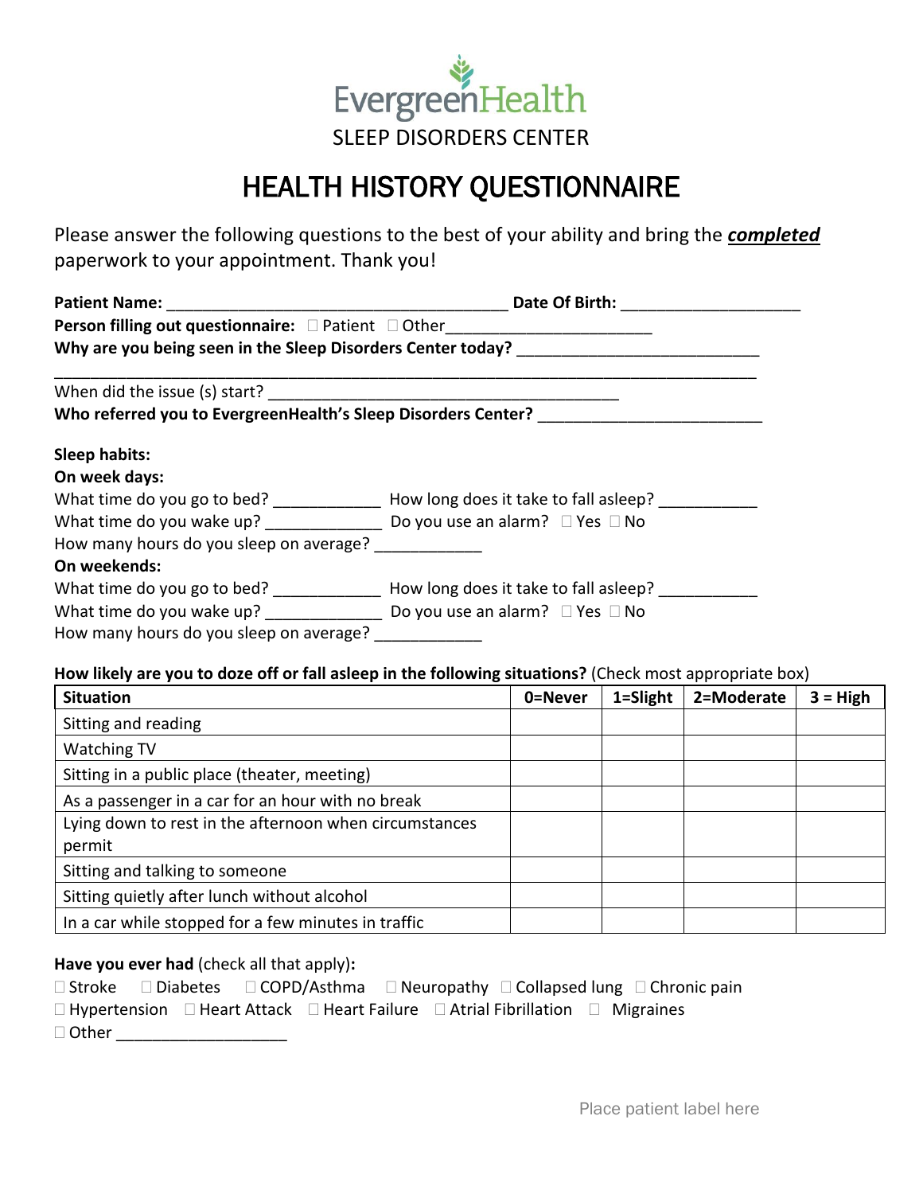EvergreenHealth
SLEEP DISORDERS CENTER

# HEALTH HISTORY QUESTIONNAIRE

Please answer the following questions to the best of your ability and bring the ***completed*** paperwork to your appointment. Thank you!

**Patient Name:** ______________________________________ **Date Of Birth:** ____________________

**Person filling out questionnaire:** ☐ Patient ☐ Other______________________

**Why are you being seen in the Sleep Disorders Center today?** ___________________________

_______________________________________________________________________________

When did the issue (s) start? ________________________________________

**Who referred you to EvergreenHealth's Sleep Disorders Center?** _________________________

**Sleep habits:**

**On week days:**

What time do you go to bed? ____________ How long does it take to fall asleep? ___________

What time do you wake up? _____________ Do you use an alarm? ☐ Yes ☐ No

How many hours do you sleep on average? ____________

**On weekends:**

What time do you go to bed? ____________ How long does it take to fall asleep? ___________

What time do you wake up? _____________ Do you use an alarm? ☐ Yes ☐ No

How many hours do you sleep on average? ____________

**How likely are you to doze off or fall asleep in the following situations?** (Check most appropriate box)

| Situation | 0=Never | 1=Slight | 2=Moderate | 3 = High |
|---|---|---|---|---|
| Sitting and reading | | | | |
| Watching TV | | | | |
| Sitting in a public place (theater, meeting) | | | | |
| As a passenger in a car for an hour with no break | | | | |
| Lying down to rest in the afternoon when circumstances permit | | | | |
| Sitting and talking to someone | | | | |
| Sitting quietly after lunch without alcohol | | | | |
| In a car while stopped for a few minutes in traffic | | | | |

**Have you ever had** (check all that apply)**:**

☐ Stroke ☐ Diabetes ☐ COPD/Asthma ☐ Neuropathy ☐ Collapsed lung ☐ Chronic pain

☐ Hypertension ☐ Heart Attack ☐ Heart Failure ☐ Atrial Fibrillation ☐ Migraines

☐ Other ___________________

Place patient label here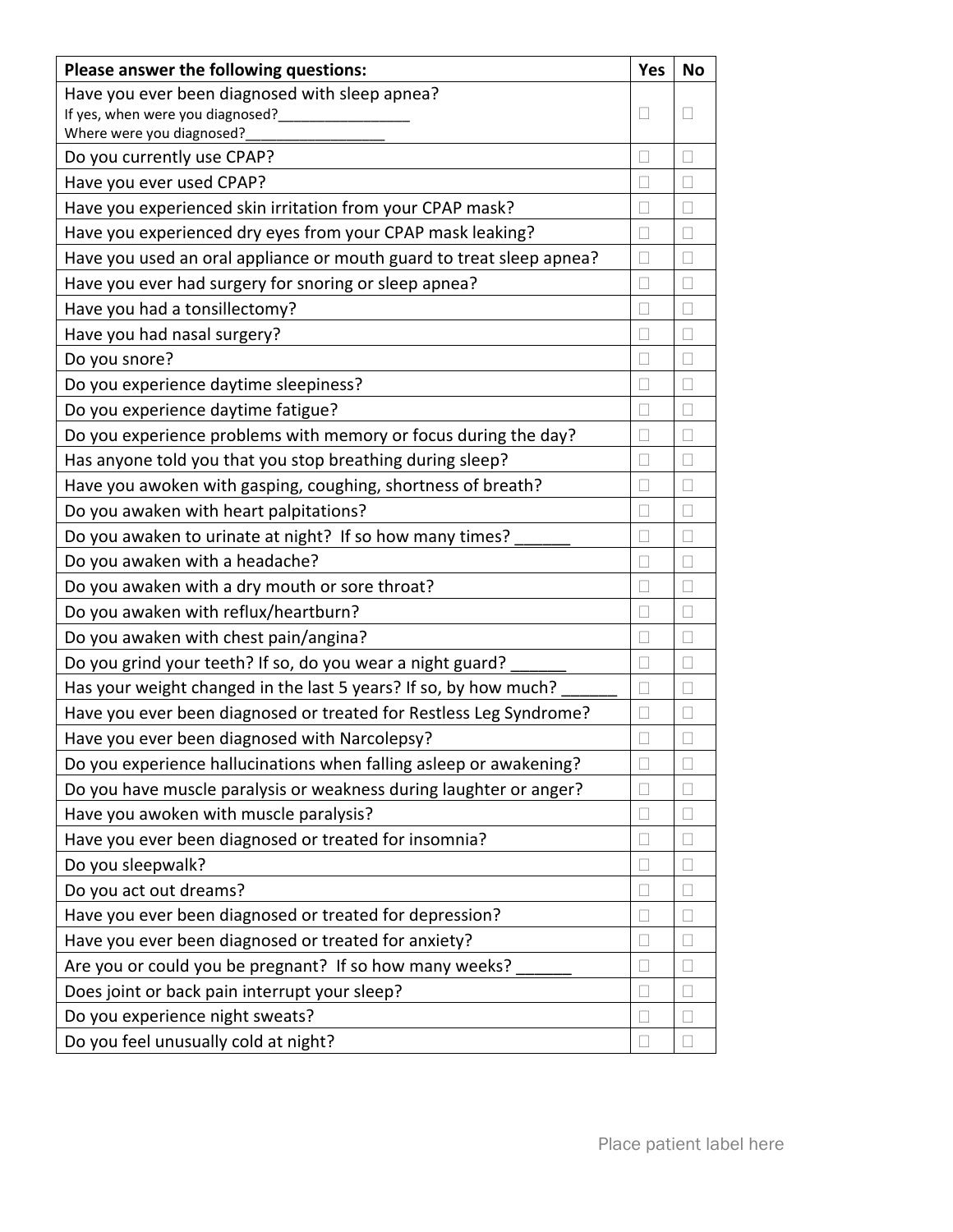| Please answer the following questions: | Yes | No |
|---|---|---|
| Have you ever been diagnosed with sleep apnea?<br>If yes, when were you diagnosed?________________<br>Where were you diagnosed?_________________ | ☐ | ☐ |
| Do you currently use CPAP? | ☐ | ☐ |
| Have you ever used CPAP? | ☐ | ☐ |
| Have you experienced skin irritation from your CPAP mask? | ☐ | ☐ |
| Have you experienced dry eyes from your CPAP mask leaking? | ☐ | ☐ |
| Have you used an oral appliance or mouth guard to treat sleep apnea? | ☐ | ☐ |
| Have you ever had surgery for snoring or sleep apnea? | ☐ | ☐ |
| Have you had a tonsillectomy? | ☐ | ☐ |
| Have you had nasal surgery? | ☐ | ☐ |
| Do you snore? | ☐ | ☐ |
| Do you experience daytime sleepiness? | ☐ | ☐ |
| Do you experience daytime fatigue? | ☐ | ☐ |
| Do you experience problems with memory or focus during the day? | ☐ | ☐ |
| Has anyone told you that you stop breathing during sleep? | ☐ | ☐ |
| Have you awoken with gasping, coughing, shortness of breath? | ☐ | ☐ |
| Do you awaken with heart palpitations? | ☐ | ☐ |
| Do you awaken to urinate at night? If so how many times? ______ | ☐ | ☐ |
| Do you awaken with a headache? | ☐ | ☐ |
| Do you awaken with a dry mouth or sore throat? | ☐ | ☐ |
| Do you awaken with reflux/heartburn? | ☐ | ☐ |
| Do you awaken with chest pain/angina? | ☐ | ☐ |
| Do you grind your teeth? If so, do you wear a night guard? ______ | ☐ | ☐ |
| Has your weight changed in the last 5 years? If so, by how much? ______ | ☐ | ☐ |
| Have you ever been diagnosed or treated for Restless Leg Syndrome? | ☐ | ☐ |
| Have you ever been diagnosed with Narcolepsy? | ☐ | ☐ |
| Do you experience hallucinations when falling asleep or awakening? | ☐ | ☐ |
| Do you have muscle paralysis or weakness during laughter or anger? | ☐ | ☐ |
| Have you awoken with muscle paralysis? | ☐ | ☐ |
| Have you ever been diagnosed or treated for insomnia? | ☐ | ☐ |
| Do you sleepwalk? | ☐ | ☐ |
| Do you act out dreams? | ☐ | ☐ |
| Have you ever been diagnosed or treated for depression? | ☐ | ☐ |
| Have you ever been diagnosed or treated for anxiety? | ☐ | ☐ |
| Are you or could you be pregnant? If so how many weeks? ______ | ☐ | ☐ |
| Does joint or back pain interrupt your sleep? | ☐ | ☐ |
| Do you experience night sweats? | ☐ | ☐ |
| Do you feel unusually cold at night? | ☐ | ☐ |

Place patient label here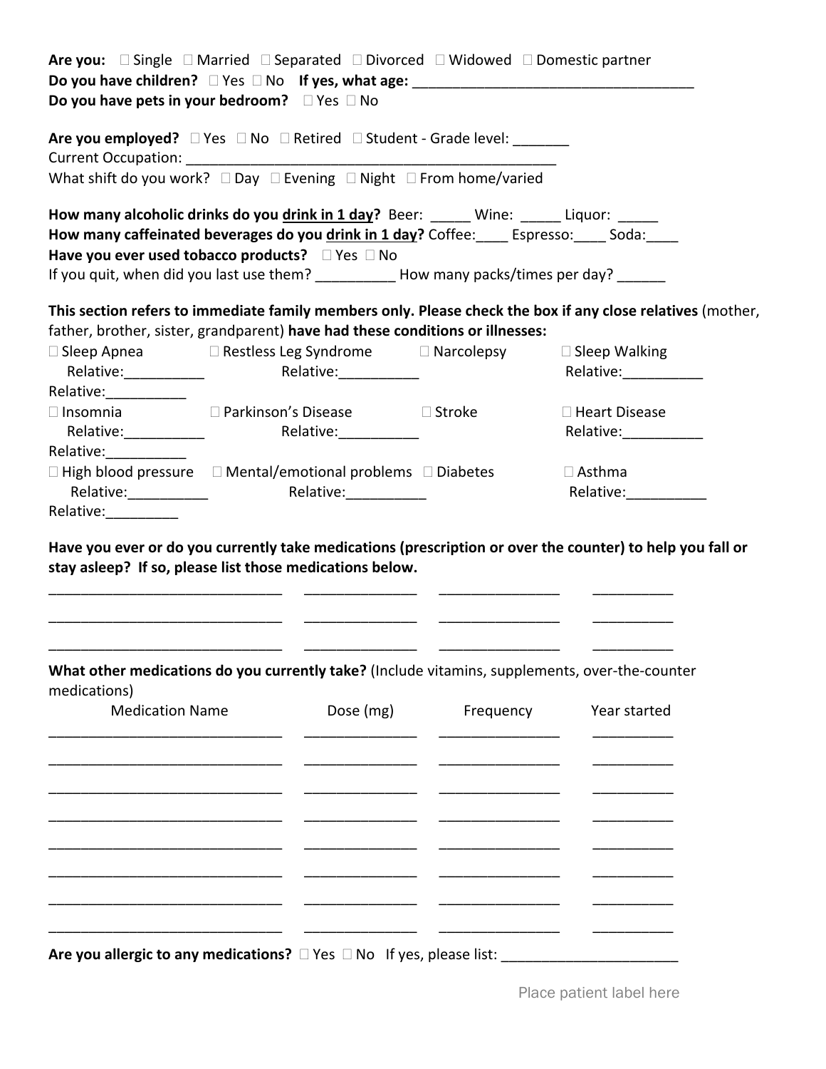**Are you:** ☐ Single ☐ Married ☐ Separated ☐ Divorced ☐ Widowed ☐ Domestic partner
**Do you have children?** ☐ Yes ☐ No **If yes, what age:** ___________________________________
**Do you have pets in your bedroom?** ☐ Yes ☐ No

**Are you employed?** ☐ Yes ☐ No ☐ Retired ☐ Student - Grade level: _______
Current Occupation: _______________________________________________
What shift do you work? ☐ Day ☐ Evening ☐ Night ☐ From home/varied

**How many alcoholic drinks do you <u>drink in 1 day</u>?** Beer: _____ Wine: _____ Liquor: _____
**How many caffeinated beverages do you <u>drink in 1 day</u>?** Coffee:____ Espresso:____ Soda:____
**Have you ever used tobacco products?** ☐ Yes ☐ No
If you quit, when did you last use them? __________ How many packs/times per day? ______

**This section refers to immediate family members only. Please check the box if any close relatives** (mother, father, brother, sister, grandparent) **have had these conditions or illnesses:**

| | | | |
|---|---|---|---|
| ☐ Sleep Apnea<br>Relative:__________<br>Relative:__________ | ☐ Restless Leg Syndrome<br>Relative:__________ | ☐ Narcolepsy | ☐ Sleep Walking<br>Relative:__________ |
| ☐ Insomnia<br>Relative:__________<br>Relative:__________ | ☐ Parkinson's Disease<br>Relative:__________ | ☐ Stroke | ☐ Heart Disease<br>Relative:__________ |
| ☐ High blood pressure<br>Relative:__________<br>Relative:_________ | ☐ Mental/emotional problems<br>Relative:__________ | ☐ Diabetes | ☐ Asthma<br>Relative:__________ |

**Have you ever or do you currently take medications (prescription or over the counter) to help you fall or stay asleep? If so, please list those medications below.**

| | | | |
|---|---|---|---|
| | | | |
| | | | |
| | | | |

**What other medications do you currently take?** (Include vitamins, supplements, over-the-counter medications)

| Medication Name | Dose (mg) | Frequency | Year started |
|---|---|---|---|
| | | | |
| | | | |
| | | | |
| | | | |
| | | | |
| | | | |
| | | | |
| | | | |

**Are you allergic to any medications?** ☐ Yes ☐ No If yes, please list: ______________________

Place patient label here